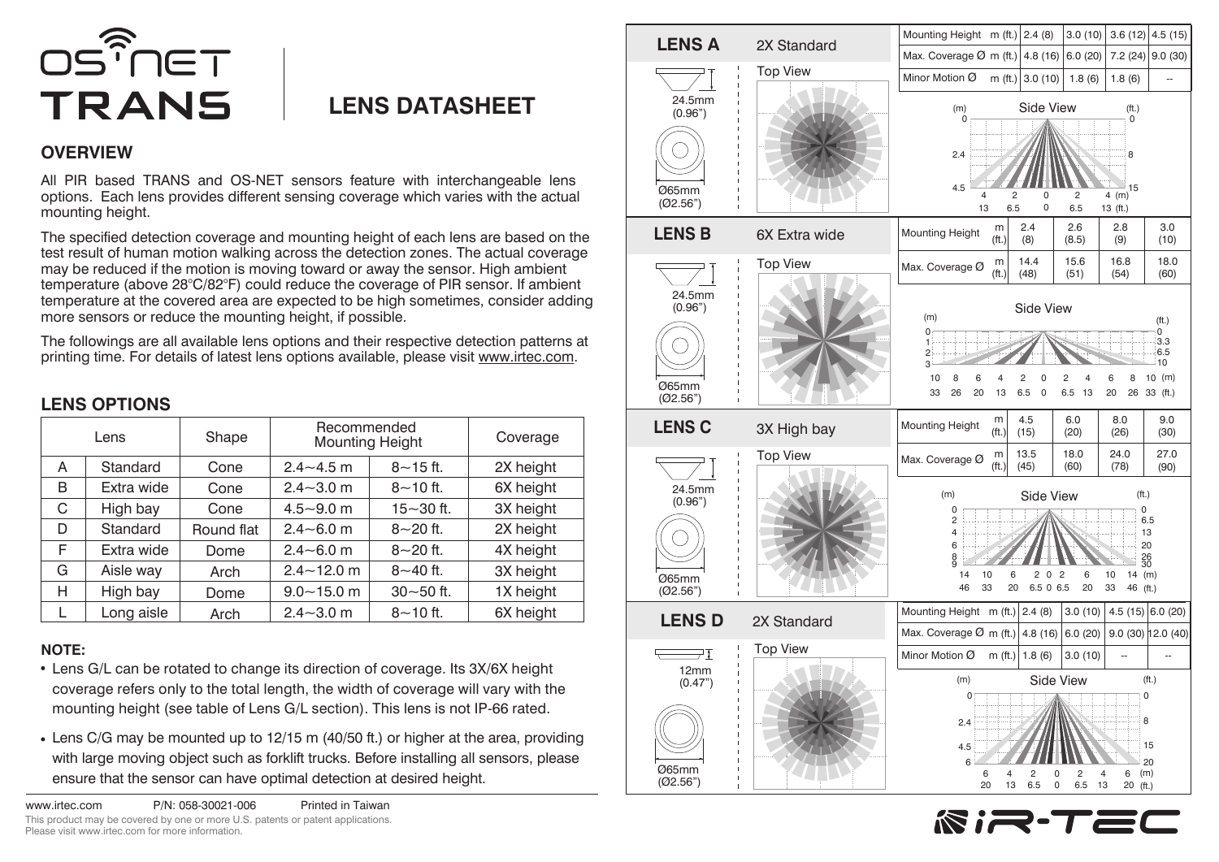# OS-NET TRANS

# LENS DATASHEET

## OVERVIEW

All PIR based TRANS and OS-NET sensors feature with interchangeable lens options. Each lens provides different sensing coverage which varies with the actual mounting height.

The specified detection coverage and mounting height of each lens are based on the test result of human motion walking across the detection zones. The actual coverage may be reduced if the motion is moving toward or away the sensor. High ambient temperature (above 28°C/82°F) could reduce the coverage of PIR sensor. If ambient temperature at the covered area are expected to be high sometimes, consider adding more sensors or reduce the mounting height, if possible.

The followings are all available lens options and their respective detection patterns at printing time. For details of latest lens options available, please visit www.irtec.com.

## LENS OPTIONS

| Lens | | Shape | Recommended Mounting Height | | Coverage |
|---|---|---|---|---|---|
| A | Standard | Cone | 2.4~4.5 m | 8~15 ft. | 2X height |
| B | Extra wide | Cone | 2.4~3.0 m | 8~10 ft. | 6X height |
| C | High bay | Cone | 4.5~9.0 m | 15~30 ft. | 3X height |
| D | Standard | Round flat | 2.4~6.0 m | 8~20 ft. | 2X height |
| F | Extra wide | Dome | 2.4~6.0 m | 8~20 ft. | 4X height |
| G | Aisle way | Arch | 2.4~12.0 m | 8~40 ft. | 3X height |
| H | High bay | Dome | 9.0~15.0 m | 30~50 ft. | 1X height |
| L | Long aisle | Arch | 2.4~3.0 m | 8~10 ft. | 6X height |

**NOTE:**

- Lens G/L can be rotated to change its direction of coverage. Its 3X/6X height coverage refers only to the total length, the width of coverage will vary with the mounting height (see table of Lens G/L section). This lens is not IP-66 rated.
- Lens C/G may be mounted up to 12/15 m (40/50 ft.) or higher at the area, providing with large moving object such as forklift trucks. Before installing all sensors, please ensure that the sensor can have optimal detection at desired height.

www.irtec.com P/N: 058-30021-006 Printed in Taiwan

This product may be covered by one or more U.S. patents or patent applications. Please visit www.irtec.com for more information.

## LENS A — 2X Standard

24.5mm (0.96"), Ø65mm (Ø2.56")

Top View

| Mounting Height m (ft.) | 2.4 (8) | 3.0 (10) | 3.6 (12) | 4.5 (15) |
|---|---|---|---|---|
| Max. Coverage Ø m (ft.) | 4.8 (16) | 6.0 (20) | 7.2 (24) | 9.0 (30) |
| Minor Motion Ø m (ft.) | 3.0 (10) | 1.8 (6) | 1.8 (6) | -- |

Side View

## LENS B — 6X Extra wide

24.5mm (0.96"), Ø65mm (Ø2.56")

Top View

| Mounting Height m (ft.) | 2.4 (8) | 2.6 (8.5) | 2.8 (9) | 3.0 (10) |
|---|---|---|---|---|
| Max. Coverage Ø m (ft.) | 14.4 (48) | 15.6 (51) | 16.8 (54) | 18.0 (60) |

Side View

## LENS C — 3X High bay

24.5mm (0.96"), Ø65mm (Ø2.56")

Top View

| Mounting Height m (ft.) | 4.5 (15) | 6.0 (20) | 8.0 (26) | 9.0 (30) |
|---|---|---|---|---|
| Max. Coverage Ø m (ft.) | 13.5 (45) | 18.0 (60) | 24.0 (78) | 27.0 (90) |

Side View

## LENS D — 2X Standard

12mm (0.47"), Ø65mm (Ø2.56")

Top View

| Mounting Height m (ft.) | 2.4 (8) | 3.0 (10) | 4.5 (15) | 6.0 (20) |
|---|---|---|---|---|
| Max. Coverage Ø m (ft.) | 4.8 (16) | 6.0 (20) | 9.0 (30) | 12.0 (40) |
| Minor Motion Ø m (ft.) | 1.8 (6) | 3.0 (10) | -- | -- |

Side View

IR-TEC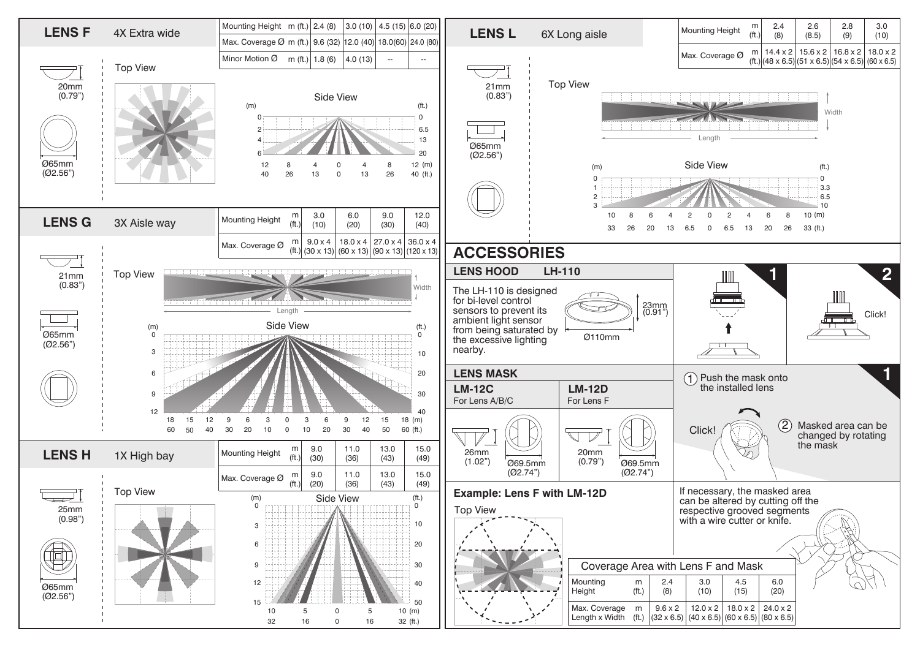## LENS F 4X Extra wide

| Mounting Height m (ft.) | 2.4 (8) | 3.0 (10) | 4.5 (15) | 6.0 (20) |
|---|---|---|---|---|
| Max. Coverage Ø m (ft.) | 9.6 (32) | 12.0 (40) | 18.0(60) | 24.0 (80) |
| Minor Motion Ø m (ft.) | 1.8 (6) | 4.0 (13) | -- | -- |

20mm (0.79")

Ø65mm (Ø2.56")

Top View

Side View

(m) 0 2 4 6

(ft.) 0 6.5 13 20

12 8 4 0 4 8 12 (m)

40 26 13 0 13 26 40 (ft.)

## LENS G 3X Aisle way

| Mounting Height m (ft.) | 3.0 (10) | 6.0 (20) | 9.0 (30) | 12.0 (40) |
|---|---|---|---|---|
| Max. Coverage Ø m (ft.) | 9.0 x 4 (30 x 13) | 18.0 x 4 (60 x 13) | 27.0 x 4 (90 x 13) | 36.0 x 4 (120 x 13) |

21mm (0.83")

Ø65mm (Ø2.56")

Top View

Width

Length

Side View

(m) 0 3 6 9 12

(ft.) 0 10 20 30 40

18 15 12 9 6 3 0 3 6 9 12 15 18 (m)

60 50 40 30 20 10 0 10 20 30 40 50 60 (ft.)

## LENS H 1X High bay

| Mounting Height m (ft.) | 9.0 (30) | 11.0 (36) | 13.0 (43) | 15.0 (49) |
|---|---|---|---|---|
| Max. Coverage Ø m (ft.) | 9.0 (20) | 11.0 (36) | 13.0 (43) | 15.0 (49) |

25mm (0.98")

Ø65mm (Ø2.56")

Top View

Side View

(m) 0 3 6 9 12 15

(ft.) 0 10 20 30 40 50

10 5 0 5 10 (m)

32 16 0 16 32 (ft.)

## LENS L 6X Long aisle

| Mounting Height m (ft.) | 2.4 (8) | 2.6 (8.5) | 2.8 (9) | 3.0 (10) |
|---|---|---|---|---|
| Max. Coverage Ø m (ft.) | 14.4 x 2 (48 x 6.5) | 15.6 x 2 (51 x 6.5) | 16.8 x 2 (54 x 6.5) | 18.0 x 2 (60 x 6.5) |

21mm (0.83")

Ø65mm (Ø2.56")

Top View

Width

Length

Side View

(m) 0 1 2 3

(ft.) 0 3.3 6.5 10

10 8 6 4 2 0 2 4 6 8 10 (m)

33 26 20 13 6.5 0 6.5 13 20 26 33 (ft.)

# ACCESSORIES

### LENS HOOD LH-110

The LH-110 is designed for bi-level control sensors to prevent its ambient light sensor from being saturated by the excessive lighting nearby.

23mm (0.91")

Ø110mm

1

2

Click!

### LENS MASK

**LM-12C**
For Lens A/B/C

26mm (1.02")

Ø69.5mm (Ø2.74")

**LM-12D**
For Lens F

20mm (0.79")

Ø69.5mm (Ø2.74")

1

(1) Push the mask onto the installed lens

Click!

(2) Masked area can be changed by rotating the mask

If necessary, the masked area can be altered by cutting off the respective grooved segments with a wire cutter or knife.

### Example: Lens F with LM-12D

Top View

Coverage Area with Lens F and Mask

| | | | | | |
|---|---|---|---|---|---|
| Mounting Height | m (ft.) | 2.4 (8) | 3.0 (10) | 4.5 (15) | 6.0 (20) |
| Max. Coverage Length x Width | m (ft.) | 9.6 x 2 (32 x 6.5) | 12.0 x 2 (40 x 6.5) | 18.0 x 2 (60 x 6.5) | 24.0 x 2 (80 x 6.5) |